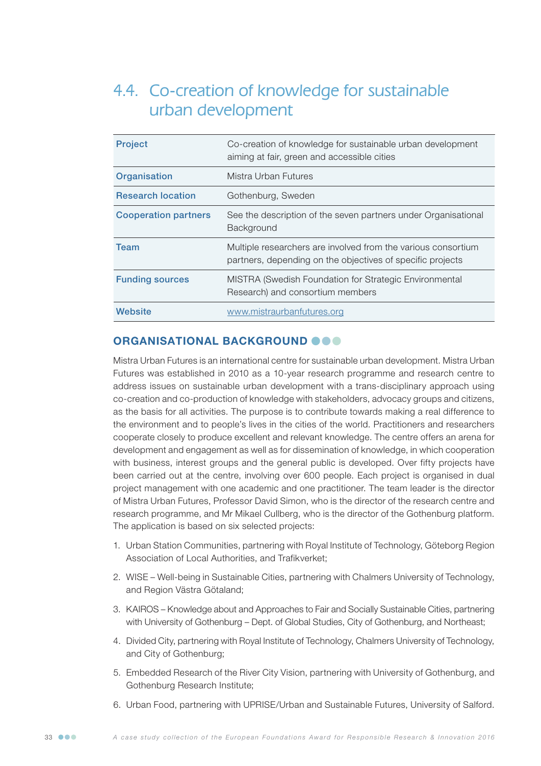# 4.4. Co-creation of knowledge for sustainable urban development

| | |
|---|---|
| **Project** | Co-creation of knowledge for sustainable urban development aiming at fair, green and accessible cities |
| **Organisation** | Mistra Urban Futures |
| **Research location** | Gothenburg, Sweden |
| **Cooperation partners** | See the description of the seven partners under Organisational Background |
| **Team** | Multiple researchers are involved from the various consortium partners, depending on the objectives of specific projects |
| **Funding sources** | MISTRA (Swedish Foundation for Strategic Environmental Research) and consortium members |
| **Website** | www.mistraurbanfutures.org |

## ORGANISATIONAL BACKGROUND

Mistra Urban Futures is an international centre for sustainable urban development. Mistra Urban Futures was established in 2010 as a 10-year research programme and research centre to address issues on sustainable urban development with a trans-disciplinary approach using co-creation and co-production of knowledge with stakeholders, advocacy groups and citizens, as the basis for all activities. The purpose is to contribute towards making a real difference to the environment and to people's lives in the cities of the world. Practitioners and researchers cooperate closely to produce excellent and relevant knowledge. The centre offers an arena for development and engagement as well as for dissemination of knowledge, in which cooperation with business, interest groups and the general public is developed. Over fifty projects have been carried out at the centre, involving over 600 people. Each project is organised in dual project management with one academic and one practitioner. The team leader is the director of Mistra Urban Futures, Professor David Simon, who is the director of the research centre and research programme, and Mr Mikael Cullberg, who is the director of the Gothenburg platform. The application is based on six selected projects:

1. Urban Station Communities, partnering with Royal Institute of Technology, Göteborg Region Association of Local Authorities, and Trafikverket;
2. WISE – Well-being in Sustainable Cities, partnering with Chalmers University of Technology, and Region Västra Götaland;
3. KAIROS – Knowledge about and Approaches to Fair and Socially Sustainable Cities, partnering with University of Gothenburg – Dept. of Global Studies, City of Gothenburg, and Northeast;
4. Divided City, partnering with Royal Institute of Technology, Chalmers University of Technology, and City of Gothenburg;
5. Embedded Research of the River City Vision, partnering with University of Gothenburg, and Gothenburg Research Institute;
6. Urban Food, partnering with UPRISE/Urban and Sustainable Futures, University of Salford.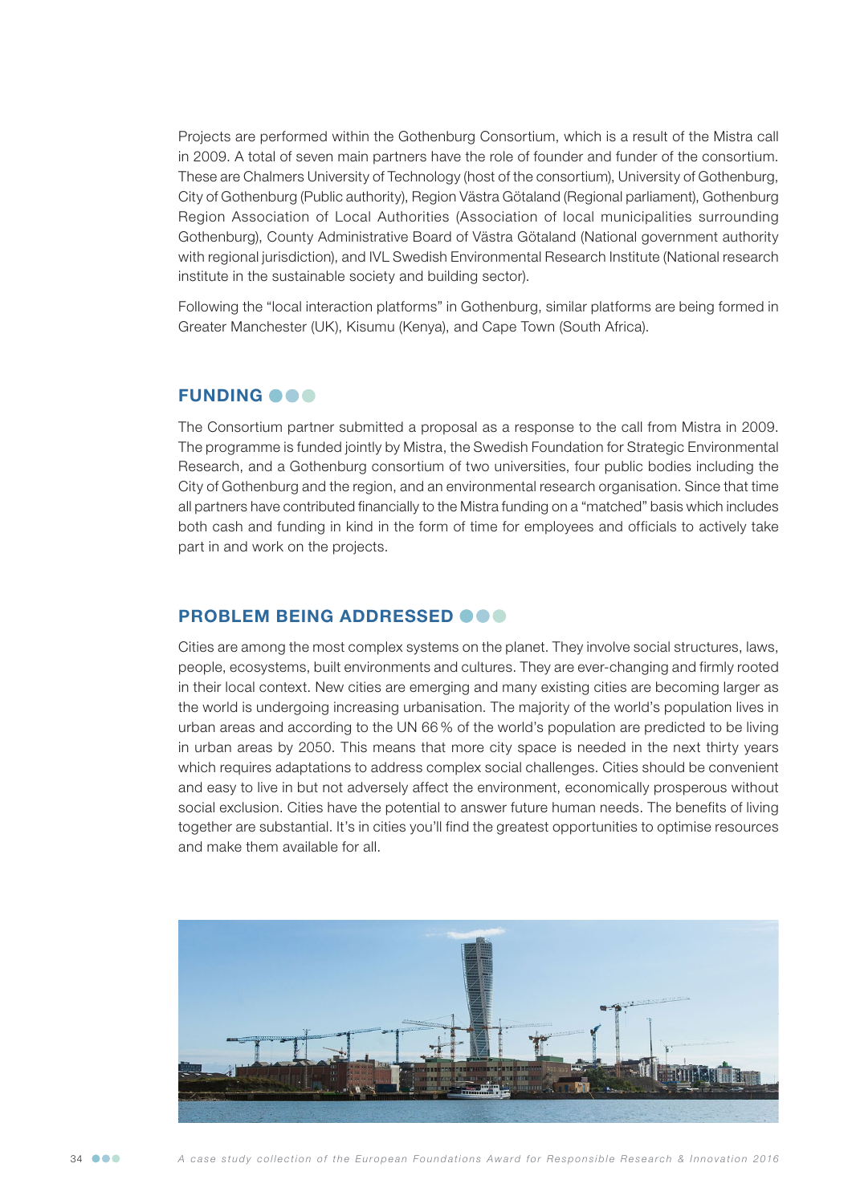Projects are performed within the Gothenburg Consortium, which is a result of the Mistra call in 2009. A total of seven main partners have the role of founder and funder of the consortium. These are Chalmers University of Technology (host of the consortium), University of Gothenburg, City of Gothenburg (Public authority), Region Västra Götaland (Regional parliament), Gothenburg Region Association of Local Authorities (Association of local municipalities surrounding Gothenburg), County Administrative Board of Västra Götaland (National government authority with regional jurisdiction), and IVL Swedish Environmental Research Institute (National research institute in the sustainable society and building sector).

Following the "local interaction platforms" in Gothenburg, similar platforms are being formed in Greater Manchester (UK), Kisumu (Kenya), and Cape Town (South Africa).

## FUNDING

The Consortium partner submitted a proposal as a response to the call from Mistra in 2009. The programme is funded jointly by Mistra, the Swedish Foundation for Strategic Environmental Research, and a Gothenburg consortium of two universities, four public bodies including the City of Gothenburg and the region, and an environmental research organisation. Since that time all partners have contributed financially to the Mistra funding on a "matched" basis which includes both cash and funding in kind in the form of time for employees and officials to actively take part in and work on the projects.

## PROBLEM BEING ADDRESSED

Cities are among the most complex systems on the planet. They involve social structures, laws, people, ecosystems, built environments and cultures. They are ever-changing and firmly rooted in their local context. New cities are emerging and many existing cities are becoming larger as the world is undergoing increasing urbanisation. The majority of the world's population lives in urban areas and according to the UN 66 % of the world's population are predicted to be living in urban areas by 2050. This means that more city space is needed in the next thirty years which requires adaptations to address complex social challenges. Cities should be convenient and easy to live in but not adversely affect the environment, economically prosperous without social exclusion. Cities have the potential to answer future human needs. The benefits of living together are substantial. It's in cities you'll find the greatest opportunities to optimise resources and make them available for all.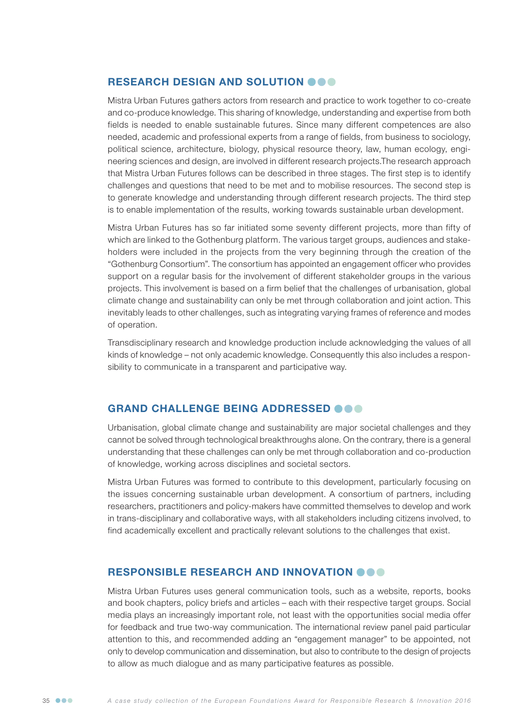## RESEARCH DESIGN AND SOLUTION

Mistra Urban Futures gathers actors from research and practice to work together to co-create and co-produce knowledge. This sharing of knowledge, understanding and expertise from both fields is needed to enable sustainable futures. Since many different competences are also needed, academic and professional experts from a range of fields, from business to sociology, political science, architecture, biology, physical resource theory, law, human ecology, engineering sciences and design, are involved in different research projects.The research approach that Mistra Urban Futures follows can be described in three stages. The first step is to identify challenges and questions that need to be met and to mobilise resources. The second step is to generate knowledge and understanding through different research projects. The third step is to enable implementation of the results, working towards sustainable urban development.

Mistra Urban Futures has so far initiated some seventy different projects, more than fifty of which are linked to the Gothenburg platform. The various target groups, audiences and stakeholders were included in the projects from the very beginning through the creation of the "Gothenburg Consortium". The consortium has appointed an engagement officer who provides support on a regular basis for the involvement of different stakeholder groups in the various projects. This involvement is based on a firm belief that the challenges of urbanisation, global climate change and sustainability can only be met through collaboration and joint action. This inevitably leads to other challenges, such as integrating varying frames of reference and modes of operation.

Transdisciplinary research and knowledge production include acknowledging the values of all kinds of knowledge – not only academic knowledge. Consequently this also includes a responsibility to communicate in a transparent and participative way.

## GRAND CHALLENGE BEING ADDRESSED

Urbanisation, global climate change and sustainability are major societal challenges and they cannot be solved through technological breakthroughs alone. On the contrary, there is a general understanding that these challenges can only be met through collaboration and co-production of knowledge, working across disciplines and societal sectors.

Mistra Urban Futures was formed to contribute to this development, particularly focusing on the issues concerning sustainable urban development. A consortium of partners, including researchers, practitioners and policy-makers have committed themselves to develop and work in trans-disciplinary and collaborative ways, with all stakeholders including citizens involved, to find academically excellent and practically relevant solutions to the challenges that exist.

## RESPONSIBLE RESEARCH AND INNOVATION

Mistra Urban Futures uses general communication tools, such as a website, reports, books and book chapters, policy briefs and articles – each with their respective target groups. Social media plays an increasingly important role, not least with the opportunities social media offer for feedback and true two-way communication. The international review panel paid particular attention to this, and recommended adding an "engagement manager" to be appointed, not only to develop communication and dissemination, but also to contribute to the design of projects to allow as much dialogue and as many participative features as possible.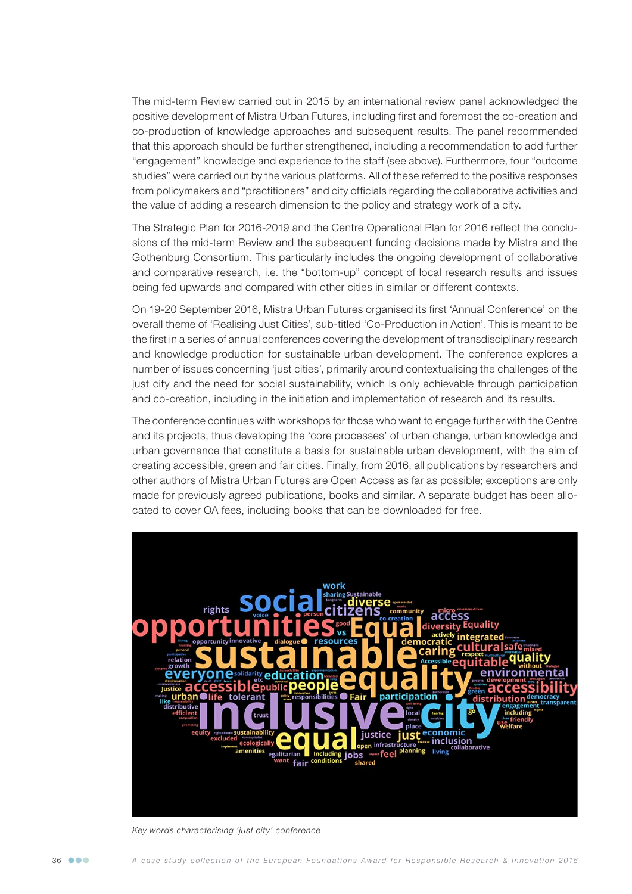The mid-term Review carried out in 2015 by an international review panel acknowledged the positive development of Mistra Urban Futures, including first and foremost the co-creation and co-production of knowledge approaches and subsequent results. The panel recommended that this approach should be further strengthened, including a recommendation to add further "engagement" knowledge and experience to the staff (see above). Furthermore, four "outcome studies" were carried out by the various platforms. All of these referred to the positive responses from policymakers and "practitioners" and city officials regarding the collaborative activities and the value of adding a research dimension to the policy and strategy work of a city.

The Strategic Plan for 2016-2019 and the Centre Operational Plan for 2016 reflect the conclusions of the mid-term Review and the subsequent funding decisions made by Mistra and the Gothenburg Consortium. This particularly includes the ongoing development of collaborative and comparative research, i.e. the "bottom-up" concept of local research results and issues being fed upwards and compared with other cities in similar or different contexts.

On 19-20 September 2016, Mistra Urban Futures organised its first 'Annual Conference' on the overall theme of 'Realising Just Cities', sub-titled 'Co-Production in Action'. This is meant to be the first in a series of annual conferences covering the development of transdisciplinary research and knowledge production for sustainable urban development. The conference explores a number of issues concerning 'just cities', primarily around contextualising the challenges of the just city and the need for social sustainability, which is only achievable through participation and co-creation, including in the initiation and implementation of research and its results.

The conference continues with workshops for those who want to engage further with the Centre and its projects, thus developing the 'core processes' of urban change, urban knowledge and urban governance that constitute a basis for sustainable urban development, with the aim of creating accessible, green and fair cities. Finally, from 2016, all publications by researchers and other authors of Mistra Urban Futures are Open Access as far as possible; exceptions are only made for previously agreed publications, books and similar. A separate budget has been allocated to cover OA fees, including books that can be downloaded for free.

*Key words characterising 'just city' conference*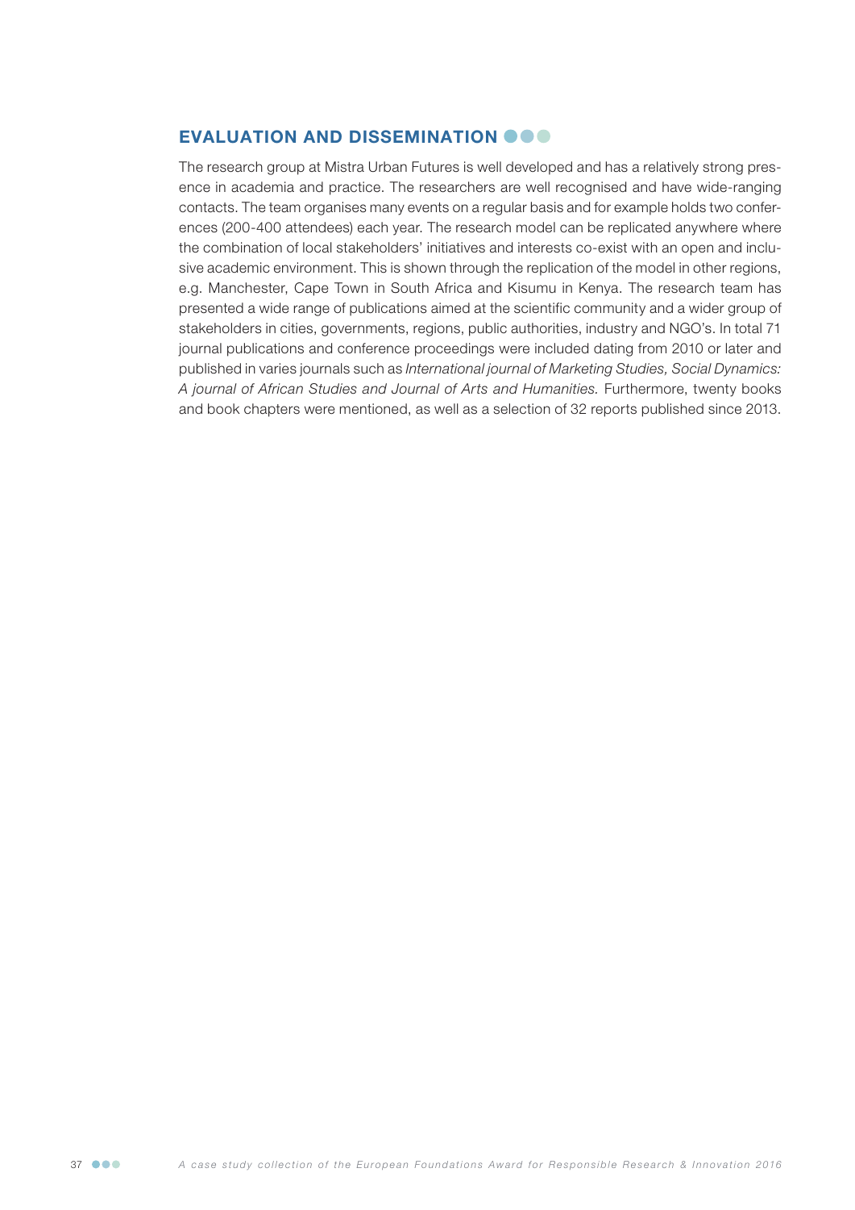## EVALUATION AND DISSEMINATION

The research group at Mistra Urban Futures is well developed and has a relatively strong presence in academia and practice. The researchers are well recognised and have wide-ranging contacts. The team organises many events on a regular basis and for example holds two conferences (200-400 attendees) each year. The research model can be replicated anywhere where the combination of local stakeholders' initiatives and interests co-exist with an open and inclusive academic environment. This is shown through the replication of the model in other regions, e.g. Manchester, Cape Town in South Africa and Kisumu in Kenya. The research team has presented a wide range of publications aimed at the scientific community and a wider group of stakeholders in cities, governments, regions, public authorities, industry and NGO's. In total 71 journal publications and conference proceedings were included dating from 2010 or later and published in varies journals such as *International journal of Marketing Studies, Social Dynamics: A journal of African Studies and Journal of Arts and Humanities.* Furthermore, twenty books and book chapters were mentioned, as well as a selection of 32 reports published since 2013.